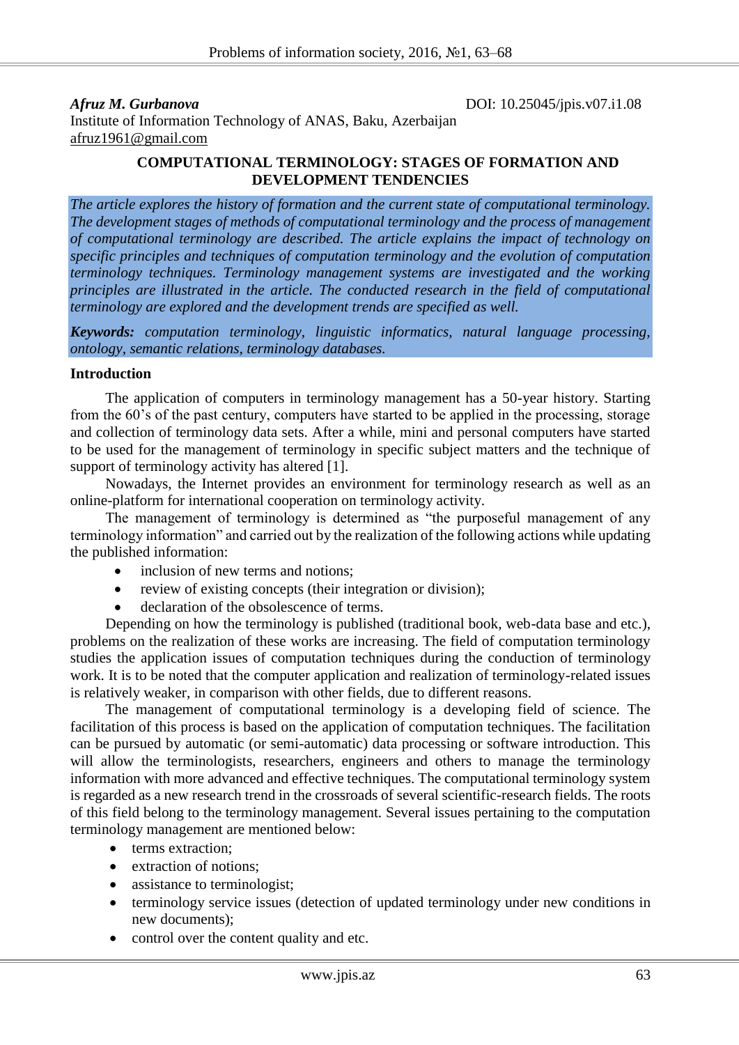***Afruz M. Gurbanova***

DOI: 10.25045/jpis.v07.i1.08

Institute of Information Technology of ANAS, Baku, Azerbaijan

afruz1961@gmail.com

# COMPUTATIONAL TERMINOLOGY: STAGES OF FORMATION AND DEVELOPMENT TENDENCIES

*The article explores the history of formation and the current state of computational terminology. The development stages of methods of computational terminology and the process of management of computational terminology are described. The article explains the impact of technology on specific principles and techniques of computation terminology and the evolution of computation terminology techniques. Terminology management systems are investigated and the working principles are illustrated in the article. The conducted research in the field of computational terminology are explored and the development trends are specified as well.*

***Keywords:*** *computation terminology, linguistic informatics, natural language processing, ontology, semantic relations, terminology databases.*

## Introduction

The application of computers in terminology management has a 50-year history. Starting from the 60's of the past century, computers have started to be applied in the processing, storage and collection of terminology data sets. After a while, mini and personal computers have started to be used for the management of terminology in specific subject matters and the technique of support of terminology activity has altered [1].

Nowadays, the Internet provides an environment for terminology research as well as an online-platform for international cooperation on terminology activity.

The management of terminology is determined as "the purposeful management of any terminology information" and carried out by the realization of the following actions while updating the published information:

- inclusion of new terms and notions;
- review of existing concepts (their integration or division);
- declaration of the obsolescence of terms.

Depending on how the terminology is published (traditional book, web-data base and etc.), problems on the realization of these works are increasing. The field of computation terminology studies the application issues of computation techniques during the conduction of terminology work. It is to be noted that the computer application and realization of terminology-related issues is relatively weaker, in comparison with other fields, due to different reasons.

The management of computational terminology is a developing field of science. The facilitation of this process is based on the application of computation techniques. The facilitation can be pursued by automatic (or semi-automatic) data processing or software introduction. This will allow the terminologists, researchers, engineers and others to manage the terminology information with more advanced and effective techniques. The computational terminology system is regarded as a new research trend in the crossroads of several scientific-research fields. The roots of this field belong to the terminology management. Several issues pertaining to the computation terminology management are mentioned below:

- terms extraction;
- extraction of notions;
- assistance to terminologist;
- terminology service issues (detection of updated terminology under new conditions in new documents);
- control over the content quality and etc.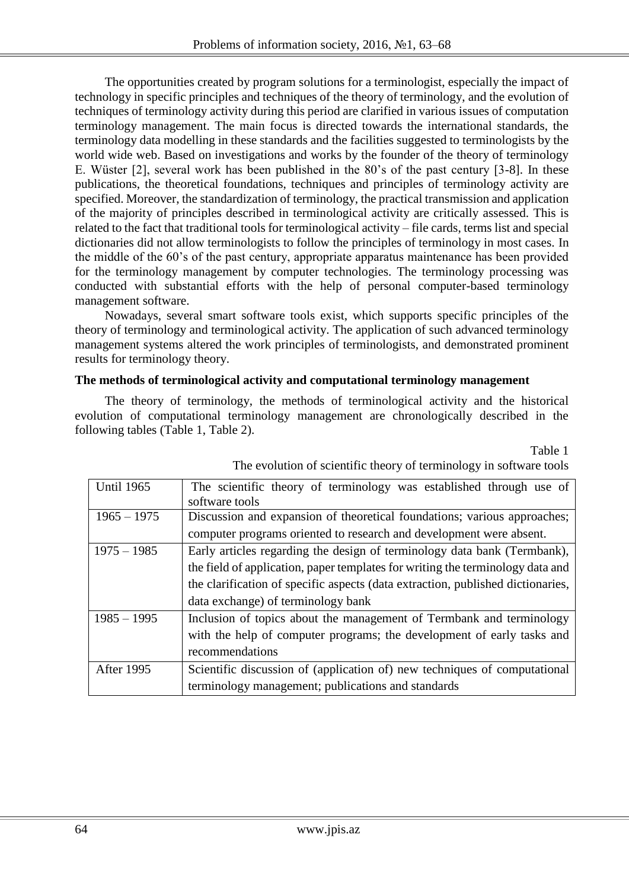The opportunities created by program solutions for a terminologist, especially the impact of technology in specific principles and techniques of the theory of terminology, and the evolution of techniques of terminology activity during this period are clarified in various issues of computation terminology management. The main focus is directed towards the international standards, the terminology data modelling in these standards and the facilities suggested to terminologists by the world wide web. Based on investigations and works by the founder of the theory of terminology E. Wüster [2], several work has been published in the 80's of the past century [3-8]. In these publications, the theoretical foundations, techniques and principles of terminology activity are specified. Moreover, the standardization of terminology, the practical transmission and application of the majority of principles described in terminological activity are critically assessed. This is related to the fact that traditional tools for terminological activity – file cards, terms list and special dictionaries did not allow terminologists to follow the principles of terminology in most cases. In the middle of the 60's of the past century, appropriate apparatus maintenance has been provided for the terminology management by computer technologies. The terminology processing was conducted with substantial efforts with the help of personal computer-based terminology management software.

Nowadays, several smart software tools exist, which supports specific principles of the theory of terminology and terminological activity. The application of such advanced terminology management systems altered the work principles of terminologists, and demonstrated prominent results for terminology theory.

**The methods of terminological activity and computational terminology management**

The theory of terminology, the methods of terminological activity and the historical evolution of computational terminology management are chronologically described in the following tables (Table 1, Table 2).

Table 1

The evolution of scientific theory of terminology in software tools

| | |
|---|---|
| Until 1965 | The scientific theory of terminology was established through use of software tools |
| 1965 – 1975 | Discussion and expansion of theoretical foundations; various approaches; computer programs oriented to research and development were absent. |
| 1975 – 1985 | Early articles regarding the design of terminology data bank (Termbank), the field of application, paper templates for writing the terminology data and the clarification of specific aspects (data extraction, published dictionaries, data exchange) of terminology bank |
| 1985 – 1995 | Inclusion of topics about the management of Termbank and terminology with the help of computer programs; the development of early tasks and recommendations |
| After 1995 | Scientific discussion of (application of) new techniques of computational terminology management; publications and standards |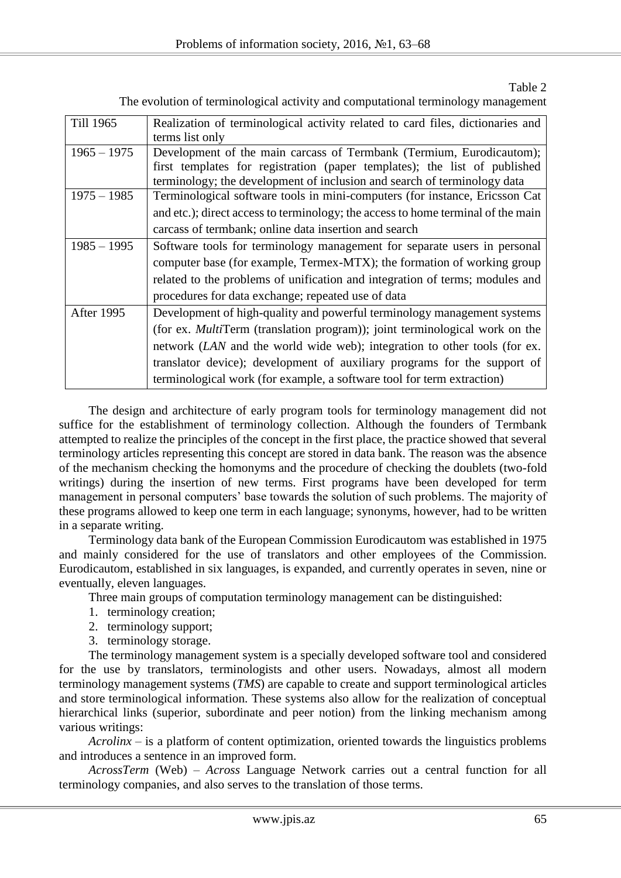Table 2

The evolution of terminological activity and computational terminology management

| | |
|---|---|
| Till 1965 | Realization of terminological activity related to card files, dictionaries and terms list only |
| 1965 – 1975 | Development of the main carcass of Termbank (Termium, Eurodicautom); first templates for registration (paper templates); the list of published terminology; the development of inclusion and search of terminology data |
| 1975 – 1985 | Terminological software tools in mini-computers (for instance, Ericsson Cat and etc.); direct access to terminology; the access to home terminal of the main carcass of termbank; online data insertion and search |
| 1985 – 1995 | Software tools for terminology management for separate users in personal computer base (for example, Termex-MTX); the formation of working group related to the problems of unification and integration of terms; modules and procedures for data exchange; repeated use of data |
| After 1995 | Development of high-quality and powerful terminology management systems (for ex. *Multi*Term (translation program)); joint terminological work on the network (*LAN* and the world wide web); integration to other tools (for ex. translator device); development of auxiliary programs for the support of terminological work (for example, a software tool for term extraction) |

The design and architecture of early program tools for terminology management did not suffice for the establishment of terminology collection. Although the founders of Termbank attempted to realize the principles of the concept in the first place, the practice showed that several terminology articles representing this concept are stored in data bank. The reason was the absence of the mechanism checking the homonyms and the procedure of checking the doublets (two-fold writings) during the insertion of new terms. First programs have been developed for term management in personal computers' base towards the solution of such problems. The majority of these programs allowed to keep one term in each language; synonyms, however, had to be written in a separate writing.

Terminology data bank of the European Commission Eurodicautom was established in 1975 and mainly considered for the use of translators and other employees of the Commission. Eurodicautom, established in six languages, is expanded, and currently operates in seven, nine or eventually, eleven languages.

Three main groups of computation terminology management can be distinguished:

1. terminology creation;
2. terminology support;
3. terminology storage.

The terminology management system is a specially developed software tool and considered for the use by translators, terminologists and other users. Nowadays, almost all modern terminology management systems (*TMS*) are capable to create and support terminological articles and store terminological information. These systems also allow for the realization of conceptual hierarchical links (superior, subordinate and peer notion) from the linking mechanism among various writings:

*Acrolinx* – is a platform of content optimization, oriented towards the linguistics problems and introduces a sentence in an improved form.

*AcrossTerm* (Web) – *Across* Language Network carries out a central function for all terminology companies, and also serves to the translation of those terms.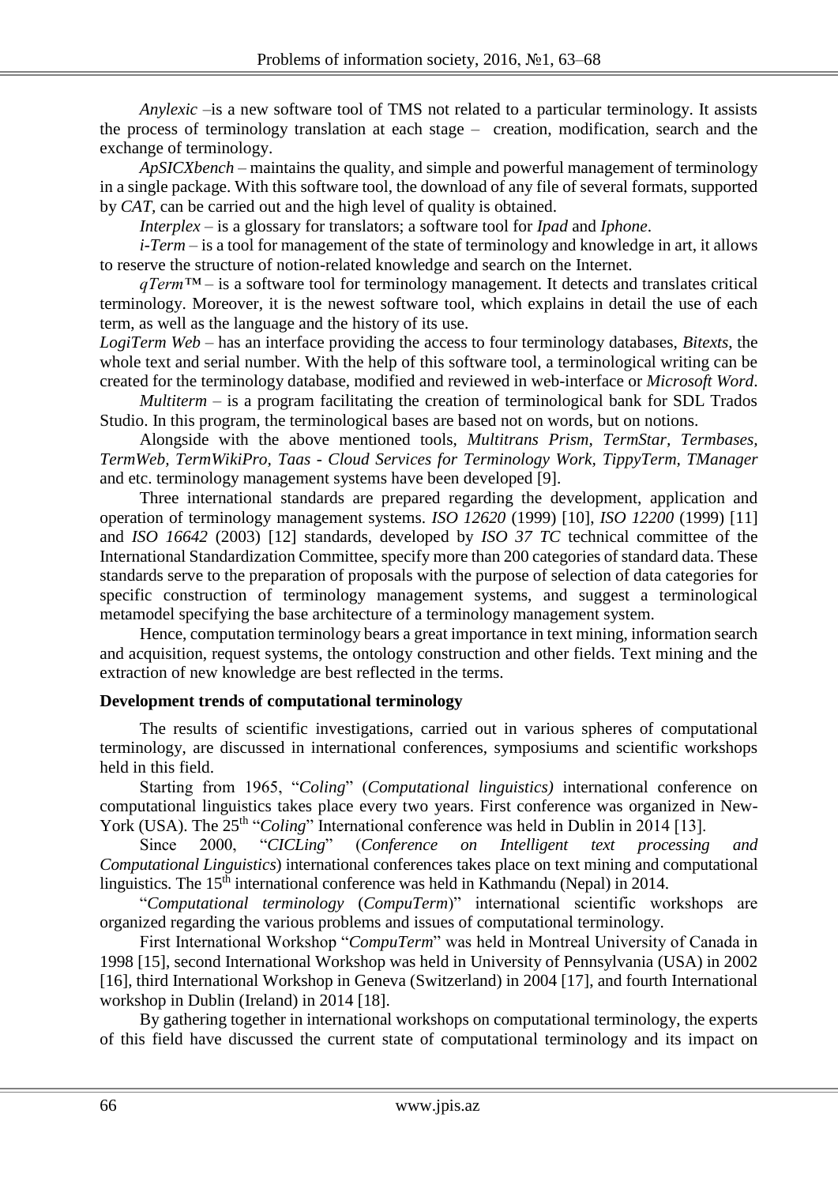*Anylexic* –is a new software tool of TMS not related to a particular terminology. It assists the process of terminology translation at each stage – creation, modification, search and the exchange of terminology.

*ApSICXbench* – maintains the quality, and simple and powerful management of terminology in a single package. With this software tool, the download of any file of several formats, supported by *CAT*, can be carried out and the high level of quality is obtained.

*Interplex* – is a glossary for translators; a software tool for *Ipad* and *Iphone*.

*i-Term* – is a tool for management of the state of terminology and knowledge in art, it allows to reserve the structure of notion-related knowledge and search on the Internet.

*qTerm™* – is a software tool for terminology management. It detects and translates critical terminology. Moreover, it is the newest software tool, which explains in detail the use of each term, as well as the language and the history of its use.

*LogiTerm Web* – has an interface providing the access to four terminology databases, *Bitexts*, the whole text and serial number. With the help of this software tool, a terminological writing can be created for the terminology database, modified and reviewed in web-interface or *Microsoft Word*.

*Multiterm* – is a program facilitating the creation of terminological bank for SDL Trados Studio. In this program, the terminological bases are based not on words, but on notions.

Alongside with the above mentioned tools, *Multitrans Prism, TermStar, Termbases, TermWeb, TermWikiPro, Taas - Cloud Services for Terminology Work, TippyTerm, TManager* and etc. terminology management systems have been developed [9].

Three international standards are prepared regarding the development, application and operation of terminology management systems. *ISO 12620* (1999) [10], *ISO 12200* (1999) [11] and *ISO 16642* (2003) [12] standards, developed by *ISO 37 TC* technical committee of the International Standardization Committee, specify more than 200 categories of standard data. These standards serve to the preparation of proposals with the purpose of selection of data categories for specific construction of terminology management systems, and suggest a terminological metamodel specifying the base architecture of a terminology management system.

Hence, computation terminology bears a great importance in text mining, information search and acquisition, request systems, the ontology construction and other fields. Text mining and the extraction of new knowledge are best reflected in the terms.

**Development trends of computational terminology**

The results of scientific investigations, carried out in various spheres of computational terminology, are discussed in international conferences, symposiums and scientific workshops held in this field.

Starting from 1965, "*Coling*" (*Computational linguistics)* international conference on computational linguistics takes place every two years. First conference was organized in New-York (USA). The 25th "*Coling*" International conference was held in Dublin in 2014 [13].

Since 2000, "*CICLing*" (*Conference on Intelligent text processing and Computational Linguistics*) international conferences takes place on text mining and computational linguistics. The 15th international conference was held in Kathmandu (Nepal) in 2014.

"*Computational terminology* (*CompuTerm*)" international scientific workshops are organized regarding the various problems and issues of computational terminology.

First International Workshop "*CompuTerm*" was held in Montreal University of Canada in 1998 [15], second International Workshop was held in University of Pennsylvania (USA) in 2002 [16], third International Workshop in Geneva (Switzerland) in 2004 [17], and fourth International workshop in Dublin (Ireland) in 2014 [18].

By gathering together in international workshops on computational terminology, the experts of this field have discussed the current state of computational terminology and its impact on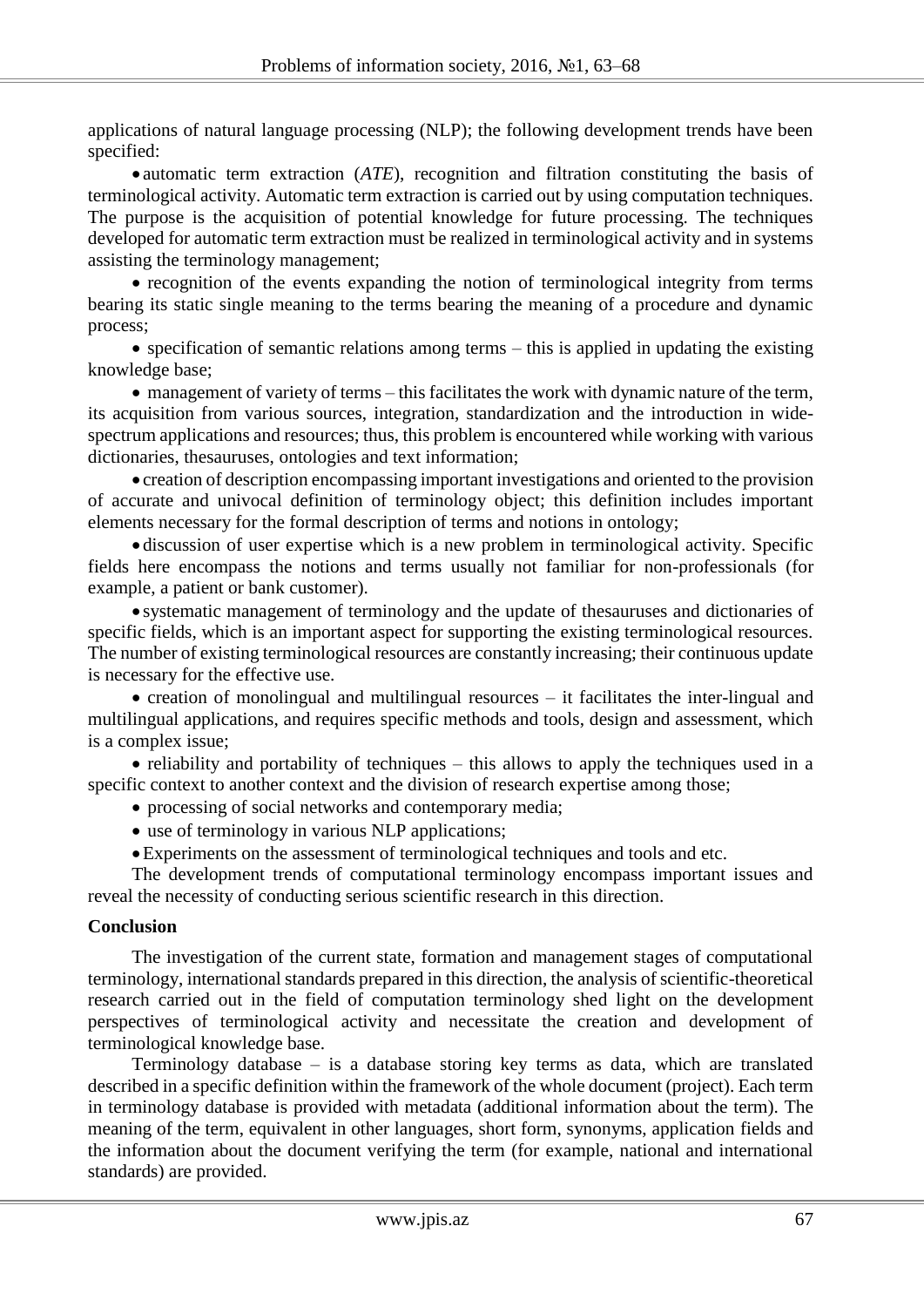applications of natural language processing (NLP); the following development trends have been specified:

- automatic term extraction (*ATE*), recognition and filtration constituting the basis of terminological activity. Automatic term extraction is carried out by using computation techniques. The purpose is the acquisition of potential knowledge for future processing. The techniques developed for automatic term extraction must be realized in terminological activity and in systems assisting the terminology management;
- recognition of the events expanding the notion of terminological integrity from terms bearing its static single meaning to the terms bearing the meaning of a procedure and dynamic process;
- specification of semantic relations among terms – this is applied in updating the existing knowledge base;
- management of variety of terms – this facilitates the work with dynamic nature of the term, its acquisition from various sources, integration, standardization and the introduction in wide-spectrum applications and resources; thus, this problem is encountered while working with various dictionaries, thesauruses, ontologies and text information;
- creation of description encompassing important investigations and oriented to the provision of accurate and univocal definition of terminology object; this definition includes important elements necessary for the formal description of terms and notions in ontology;
- discussion of user expertise which is a new problem in terminological activity. Specific fields here encompass the notions and terms usually not familiar for non-professionals (for example, a patient or bank customer).
- systematic management of terminology and the update of thesauruses and dictionaries of specific fields, which is an important aspect for supporting the existing terminological resources. The number of existing terminological resources are constantly increasing; their continuous update is necessary for the effective use.
- creation of monolingual and multilingual resources – it facilitates the inter-lingual and multilingual applications, and requires specific methods and tools, design and assessment, which is a complex issue;
- reliability and portability of techniques – this allows to apply the techniques used in a specific context to another context and the division of research expertise among those;
- processing of social networks and contemporary media;
- use of terminology in various NLP applications;
- Experiments on the assessment of terminological techniques and tools and etc.

The development trends of computational terminology encompass important issues and reveal the necessity of conducting serious scientific research in this direction.

**Conclusion**

The investigation of the current state, formation and management stages of computational terminology, international standards prepared in this direction, the analysis of scientific-theoretical research carried out in the field of computation terminology shed light on the development perspectives of terminological activity and necessitate the creation and development of terminological knowledge base.

Terminology database – is a database storing key terms as data, which are translated described in a specific definition within the framework of the whole document (project). Each term in terminology database is provided with metadata (additional information about the term). The meaning of the term, equivalent in other languages, short form, synonyms, application fields and the information about the document verifying the term (for example, national and international standards) are provided.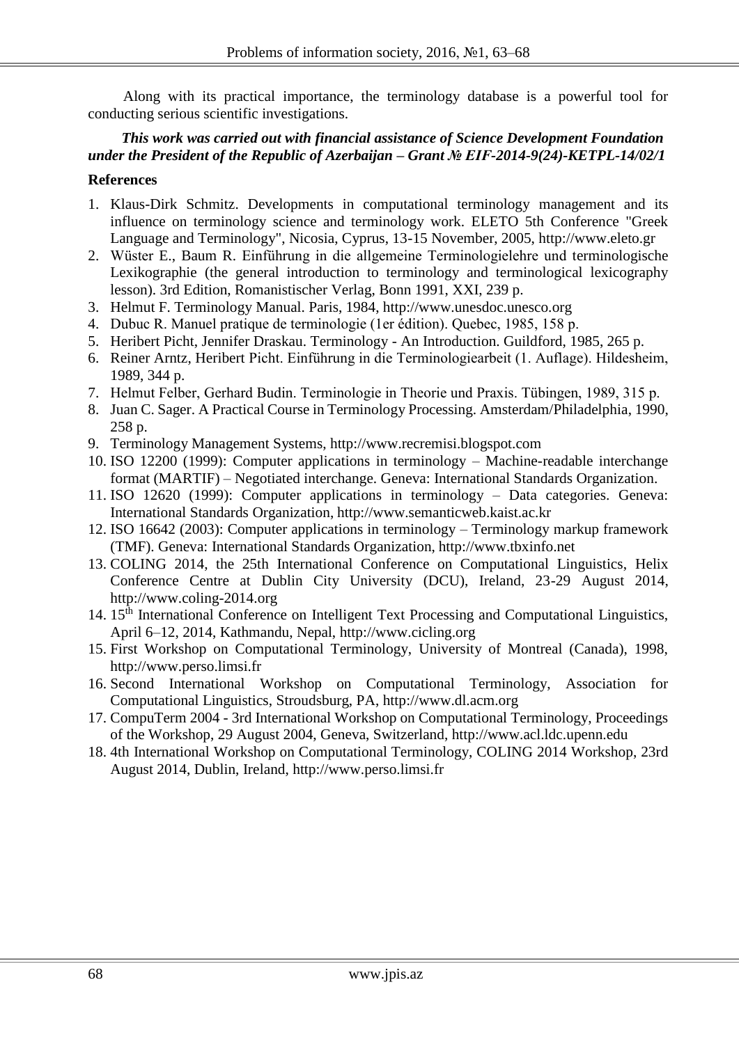Along with its practical importance, the terminology database is a powerful tool for conducting serious scientific investigations.

***This work was carried out with financial assistance of Science Development Foundation under the President of the Republic of Azerbaijan – Grant № EIF-2014-9(24)-KETPL-14/02/1***

**References**

1. Klaus-Dirk Schmitz. Developments in computational terminology management and its influence on terminology science and terminology work. ELETO 5th Conference "Greek Language and Terminology", Nicosia, Cyprus, 13-15 November, 2005, http://www.eleto.gr
2. Wüster E., Baum R. Einführung in die allgemeine Terminologielehre und terminologische Lexikographie (the general introduction to terminology and terminological lexicography lesson). 3rd Edition, Romanistischer Verlag, Bonn 1991, XXI, 239 p.
3. Helmut F. Terminology Manual. Paris, 1984, http://www.unesdoc.unesco.org
4. Dubuc R. Manuel pratique de terminologie (1er édition). Quebec, 1985, 158 p.
5. Heribert Picht, Jennifer Draskau. Terminology - An Introduction. Guildford, 1985, 265 p.
6. Reiner Arntz, Heribert Picht. Einführung in die Terminologiearbeit (1. Auflage). Hildesheim, 1989, 344 p.
7. Helmut Felber, Gerhard Budin. Terminologie in Theorie und Praxis. Tübingen, 1989, 315 p.
8. Juan C. Sager. A Practical Course in Terminology Processing. Amsterdam/Philadelphia, 1990, 258 p.
9. Terminology Management Systems, http://www.recremisi.blogspot.com
10. ISO 12200 (1999): Computer applications in terminology – Machine-readable interchange format (MARTIF) – Negotiated interchange. Geneva: International Standards Organization.
11. ISO 12620 (1999): Computer applications in terminology – Data categories. Geneva: International Standards Organization, http://www.semanticweb.kaist.ac.kr
12. ISO 16642 (2003): Computer applications in terminology – Terminology markup framework (TMF). Geneva: International Standards Organization, http://www.tbxinfo.net
13. COLING 2014, the 25th International Conference on Computational Linguistics, Helix Conference Centre at Dublin City University (DCU), Ireland, 23-29 August 2014, http://www.coling-2014.org
14. 15th International Conference on Intelligent Text Processing and Computational Linguistics, April 6–12, 2014, Kathmandu, Nepal, http://www.cicling.org
15. First Workshop on Computational Terminology, University of Montreal (Canada), 1998, http://www.perso.limsi.fr
16. Second International Workshop on Computational Terminology, Association for Computational Linguistics, Stroudsburg, PA, http://www.dl.acm.org
17. CompuTerm 2004 - 3rd International Workshop on Computational Terminology, Proceedings of the Workshop, 29 August 2004, Geneva, Switzerland, http://www.acl.ldc.upenn.edu
18. 4th International Workshop on Computational Terminology, COLING 2014 Workshop, 23rd August 2014, Dublin, Ireland, http://www.perso.limsi.fr